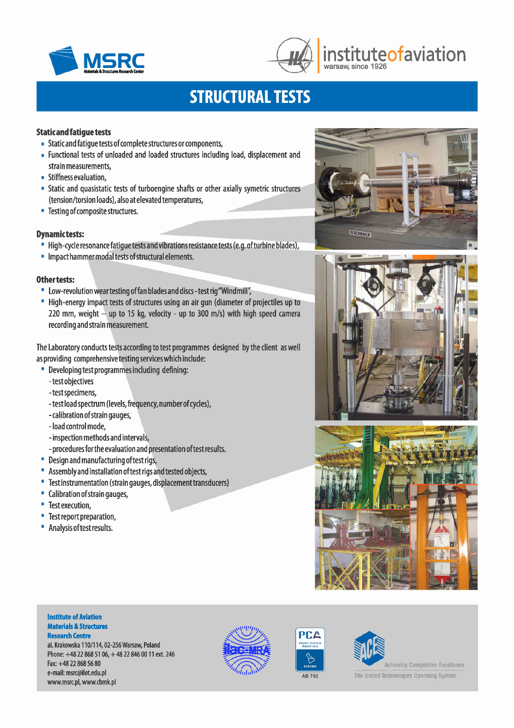# STRUCTURAL TESTS

### Static and fatigue tests

- Static and fatigue tests of complete structures or components,
- Functional tests of unloaded and loaded structures including load, displacement and strain measurements,
- Stiffness evaluation,
- Static and quasistatic tests of turboengine shafts or other axially symetric structures (tension/torsion loads), also at elevated temperatures,
- Testing of composite structures.

### Dynamic tests:

- High-cycle resonance fatigue tests and vibrations resistance tests (e.g. of turbine blades),
- Impact hammer modal tests of structural elements.

### Other tests:

- Low-revolution wear testing of fan blades and discs - test rig "Windmill",
- High-energy impact tests of structures using an air gun (diameter of projectiles up to 220 mm, weight – up to 15 kg, velocity - up to 300 m/s) with high speed camera recording and strain measurement.

The Laboratory conducts tests according to test programmes designed by the client as well as providing comprehensive testing services which include:

- Developing test programmes including defining:
  - test objectives
  - test specimens,
  - test load spectrum (levels, frequency, number of cycles),
  - calibration of strain gauges,
  - load control mode,
  - inspection methods and intervals,
  - procedures for the evaluation and presentation of test results.
- Design and manufacturing of test rigs,
- Assembly and installation of test rigs and tested objects,
- Test instrumentation (strain gauges, displacement transducers)
- Calibration of strain gauges,
- Test execution,
- Test report preparation,
- Analysis of test results.

**Institute of Aviation**
**Materials & Structures**
**Research Centre**
al. Krakowska 110/114, 02-256 Warsaw, Poland
Phone: +48 22 868 51 06, + 48 22 846 00 11 ext. 246
Fax: +48 22 868 56 80
e-mail: msrc@ilot.edu.pl
www.msrc.pl, www.cbmk.pl

AB 792

Achieving Competitive Excellence
The United Technologies Operating System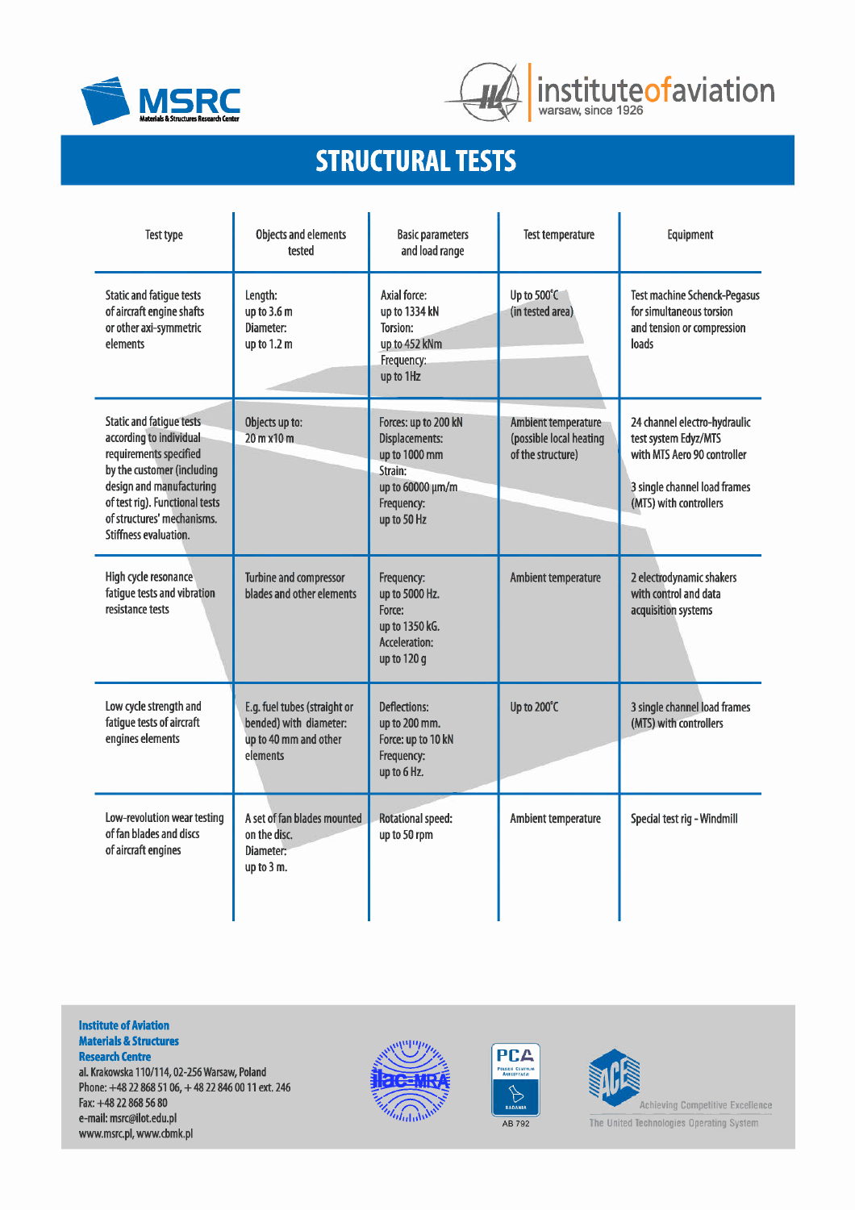# STRUCTURAL TESTS

| Test type | Objects and elements tested | Basic parameters and load range | Test temperature | Equipment |
|---|---|---|---|---|
| Static and fatigue tests of aircraft engine shafts or other axi-symmetric elements | Length: up to 3.6 m Diameter: up to 1.2 m | Axial force: up to 1334 kN Torsion: up to 452 kNm Frequency: up to 1Hz | Up to 500°C (in tested area) | Test machine Schenck-Pegasus for simultaneous torsion and tension or compression loads |
| Static and fatigue tests according to individual requirements specified by the customer (including design and manufacturing of test rig). Functional tests of structures' mechanisms. Stiffness evaluation. | Objects up to: 20 m x 10 m | Forces: up to 200 kN Displacements: up to 1000 mm Strain: up to 60000 μm/m Frequency: up to 50 Hz | Ambient temperature (possible local heating of the structure) | 24 channel electro-hydraulic test system Edyz/MTS with MTS Aero 90 controller<br><br>3 single channel load frames (MTS) with controllers |
| High cycle resonance fatigue tests and vibration resistance tests | Turbine and compressor blades and other elements | Frequency: up to 5000 Hz. Force: up to 1350 kG. Acceleration: up to 120 g | Ambient temperature | 2 electrodynamic shakers with control and data acquisition systems |
| Low cycle strength and fatigue tests of aircraft engines elements | E.g. fuel tubes (straight or bended) with diameter: up to 40 mm and other elements | Deflections: up to 200 mm. Force: up to 10 kN Frequency: up to 6 Hz. | Up to 200°C | 3 single channel load frames (MTS) with controllers |
| Low-revolution wear testing of fan blades and discs of aircraft engines | A set of fan blades mounted on the disc. Diameter: up to 3 m. | Rotational speed: up to 50 rpm | Ambient temperature | Special test rig - Windmill |

**Institute of Aviation**
**Materials & Structures**
**Research Centre**
al. Krakowska 110/114, 02-256 Warsaw, Poland
Phone: +48 22 868 51 06, + 48 22 846 00 11 ext. 246
Fax: +48 22 868 56 80
e-mail: msrc@ilot.edu.pl
www.msrc.pl, www.cbmk.pl

AB 792

Achieving Competitive Excellence
The United Technologies Operating System